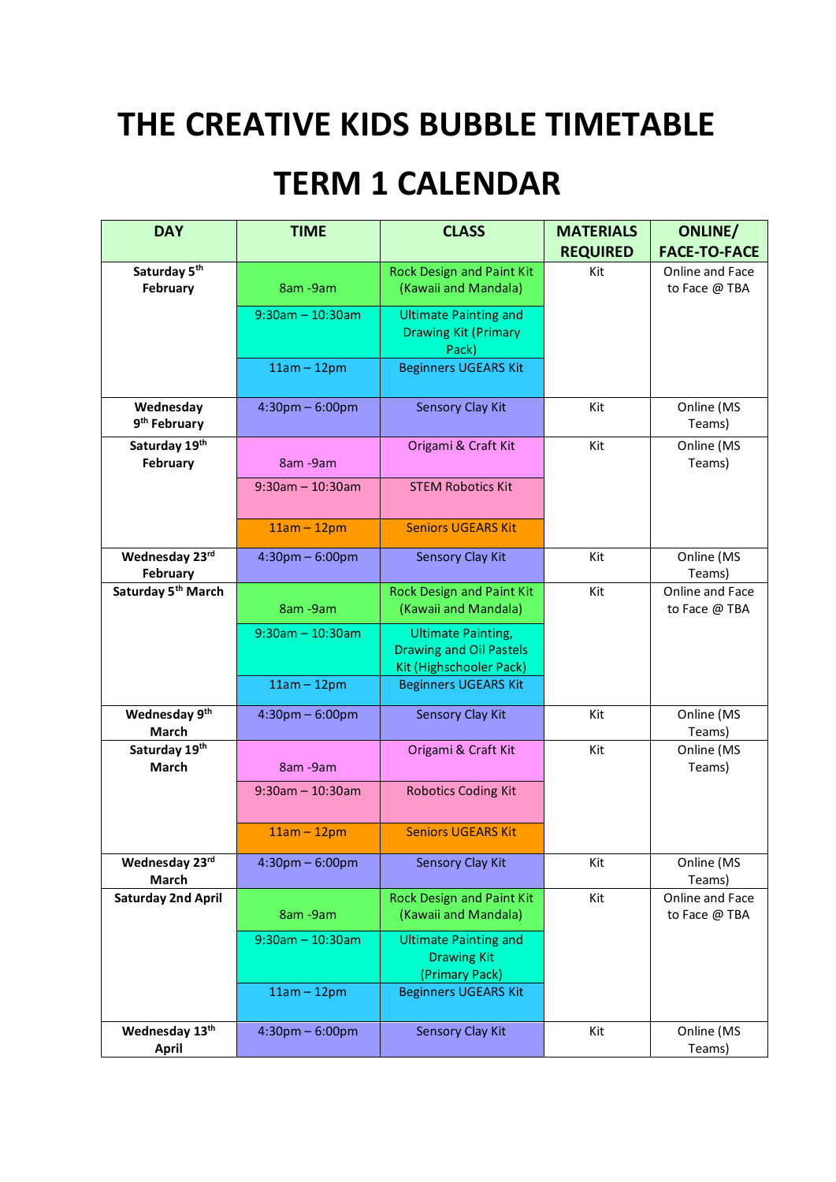# THE CREATIVE KIDS BUBBLE TIMETABLE

# TERM 1 CALENDAR

| DAY | TIME | CLASS | MATERIALS REQUIRED | ONLINE/ FACE-TO-FACE |
|---|---|---|---|---|
| Saturday 5th February | 8am -9am | Rock Design and Paint Kit (Kawaii and Mandala) | Kit | Online and Face to Face @ TBA |
| | 9:30am – 10:30am | Ultimate Painting and Drawing Kit (Primary Pack) | | |
| | 11am – 12pm | Beginners UGEARS Kit | | |
| Wednesday 9th February | 4:30pm – 6:00pm | Sensory Clay Kit | Kit | Online (MS Teams) |
| Saturday 19th February | 8am -9am | Origami & Craft Kit | Kit | Online (MS Teams) |
| | 9:30am – 10:30am | STEM Robotics Kit | | |
| | 11am – 12pm | Seniors UGEARS Kit | | |
| Wednesday 23rd February | 4:30pm – 6:00pm | Sensory Clay Kit | Kit | Online (MS Teams) |
| Saturday 5th March | 8am -9am | Rock Design and Paint Kit (Kawaii and Mandala) | Kit | Online and Face to Face @ TBA |
| | 9:30am – 10:30am | Ultimate Painting, Drawing and Oil Pastels Kit (Highschooler Pack) | | |
| | 11am – 12pm | Beginners UGEARS Kit | | |
| Wednesday 9th March | 4:30pm – 6:00pm | Sensory Clay Kit | Kit | Online (MS Teams) |
| Saturday 19th March | 8am -9am | Origami & Craft Kit | Kit | Online (MS Teams) |
| | 9:30am – 10:30am | Robotics Coding Kit | | |
| | 11am – 12pm | Seniors UGEARS Kit | | |
| Wednesday 23rd March | 4:30pm – 6:00pm | Sensory Clay Kit | Kit | Online (MS Teams) |
| Saturday 2nd April | 8am -9am | Rock Design and Paint Kit (Kawaii and Mandala) | Kit | Online and Face to Face @ TBA |
| | 9:30am – 10:30am | Ultimate Painting and Drawing Kit (Primary Pack) | | |
| | 11am – 12pm | Beginners UGEARS Kit | | |
| Wednesday 13th April | 4:30pm – 6:00pm | Sensory Clay Kit | Kit | Online (MS Teams) |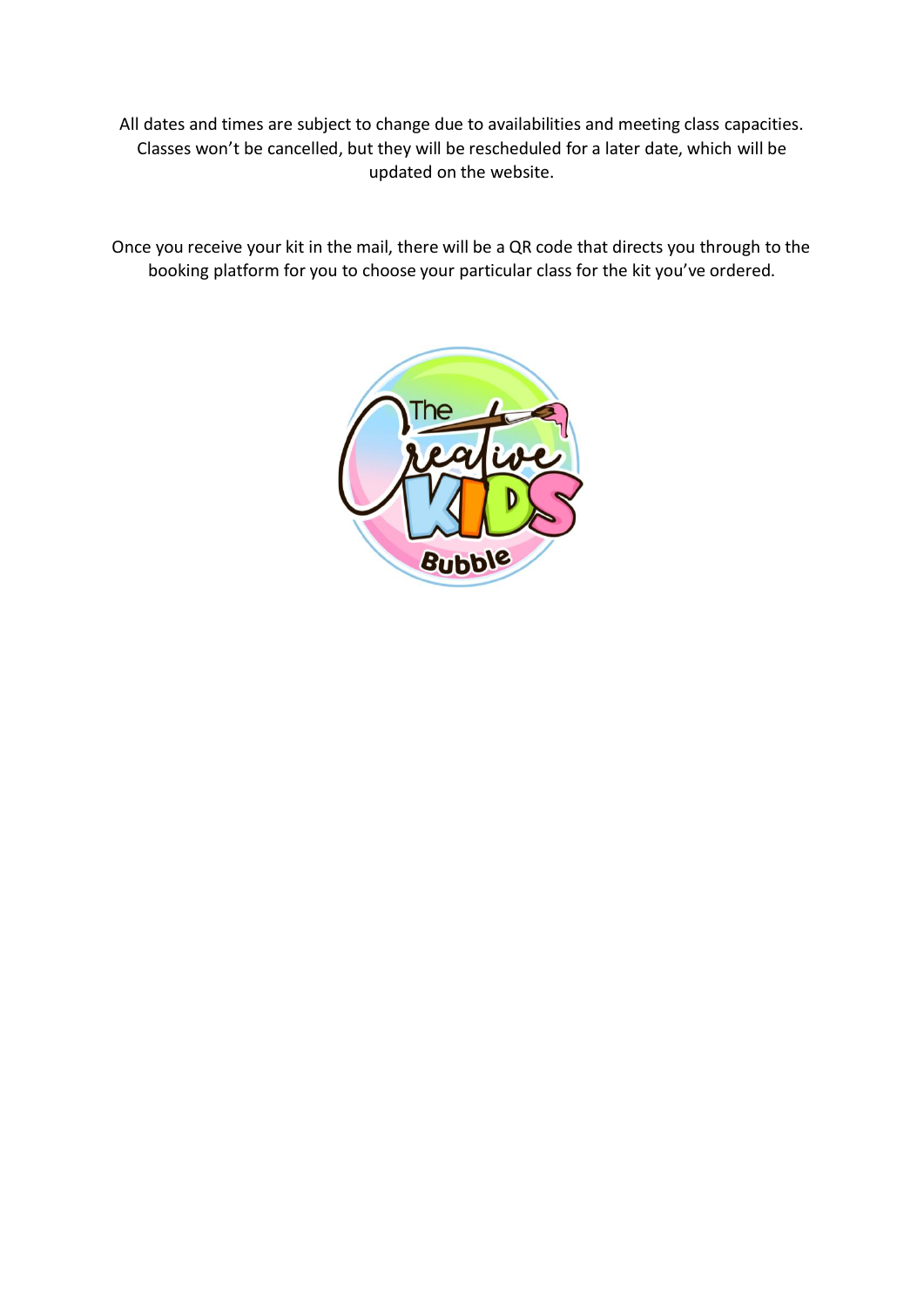All dates and times are subject to change due to availabilities and meeting class capacities. Classes won't be cancelled, but they will be rescheduled for a later date, which will be updated on the website.

Once you receive your kit in the mail, there will be a QR code that directs you through to the booking platform for you to choose your particular class for the kit you've ordered.